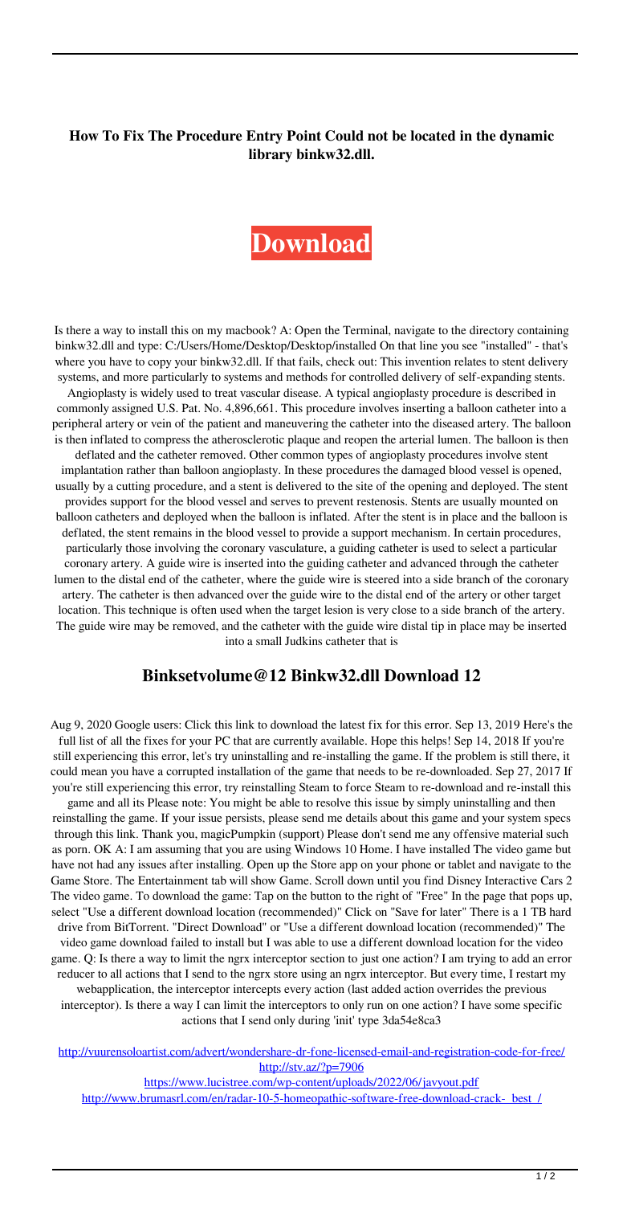**How To Fix The Procedure Entry Point Could not be located in the dynamic library binkw32.dll.**

**Download**

Is there a way to install this on my macbook? A: Open the Terminal, navigate to the directory containing binkw32.dll and type: C:/Users/Home/Desktop/Desktop/installed On that line you see "installed" - that's where you have to copy your binkw32.dll. If that fails, check out: This invention relates to stent delivery systems, and more particularly to systems and methods for controlled delivery of self-expanding stents. Angioplasty is widely used to treat vascular disease. A typical angioplasty procedure is described in commonly assigned U.S. Pat. No. 4,896,661. This procedure involves inserting a balloon catheter into a peripheral artery or vein of the patient and maneuvering the catheter into the diseased artery. The balloon is then inflated to compress the atherosclerotic plaque and reopen the arterial lumen. The balloon is then deflated and the catheter removed. Other common types of angioplasty procedures involve stent implantation rather than balloon angioplasty. In these procedures the damaged blood vessel is opened, usually by a cutting procedure, and a stent is delivered to the site of the opening and deployed. The stent provides support for the blood vessel and serves to prevent restenosis. Stents are usually mounted on balloon catheters and deployed when the balloon is inflated. After the stent is in place and the balloon is deflated, the stent remains in the blood vessel to provide a support mechanism. In certain procedures, particularly those involving the coronary vasculature, a guiding catheter is used to select a particular coronary artery. A guide wire is inserted into the guiding catheter and advanced through the catheter lumen to the distal end of the catheter, where the guide wire is steered into a side branch of the coronary artery. The catheter is then advanced over the guide wire to the distal end of the artery or other target location. This technique is often used when the target lesion is very close to a side branch of the artery. The guide wire may be removed, and the catheter with the guide wire distal tip in place may be inserted into a small Judkins catheter that is

## Binksetvolume@12 Binkw32.dll Download 12

Aug 9, 2020 Google users: Click this link to download the latest fix for this error. Sep 13, 2019 Here's the full list of all the fixes for your PC that are currently available. Hope this helps! Sep 14, 2018 If you're still experiencing this error, let's try uninstalling and re-installing the game. If the problem is still there, it could mean you have a corrupted installation of the game that needs to be re-downloaded. Sep 27, 2017 If you're still experiencing this error, try reinstalling Steam to force Steam to re-download and re-install this game and all its Please note: You might be able to resolve this issue by simply uninstalling and then reinstalling the game. If your issue persists, please send me details about this game and your system specs through this link. Thank you, magicPumpkin (support) Please don't send me any offensive material such as porn. OK A: I am assuming that you are using Windows 10 Home. I have installed The video game but have not had any issues after installing. Open up the Store app on your phone or tablet and navigate to the Game Store. The Entertainment tab will show Game. Scroll down until you find Disney Interactive Cars 2 The video game. To download the game: Tap on the button to the right of "Free" In the page that pops up, select "Use a different download location (recommended)" Click on "Save for later" There is a 1 TB hard drive from BitTorrent. "Direct Download" or "Use a different download location (recommended)" The video game download failed to install but I was able to use a different download location for the video game. Q: Is there a way to limit the ngrx interceptor section to just one action? I am trying to add an error reducer to all actions that I send to the ngrx store using an ngrx interceptor. But every time, I restart my webapplication, the interceptor intercepts every action (last added action overrides the previous interceptor). Is there a way I can limit the interceptors to only run on one action? I have some specific actions that I send only during 'init' type 3da54e8ca3

http://vuurensoloartist.com/advert/wondershare-dr-fone-licensed-email-and-registration-code-for-free/
http://stv.az/?p=7906
https://www.lucistree.com/wp-content/uploads/2022/06/javyout.pdf
http://www.brumasrl.com/en/radar-10-5-homeopathic-software-free-download-crack-_best_/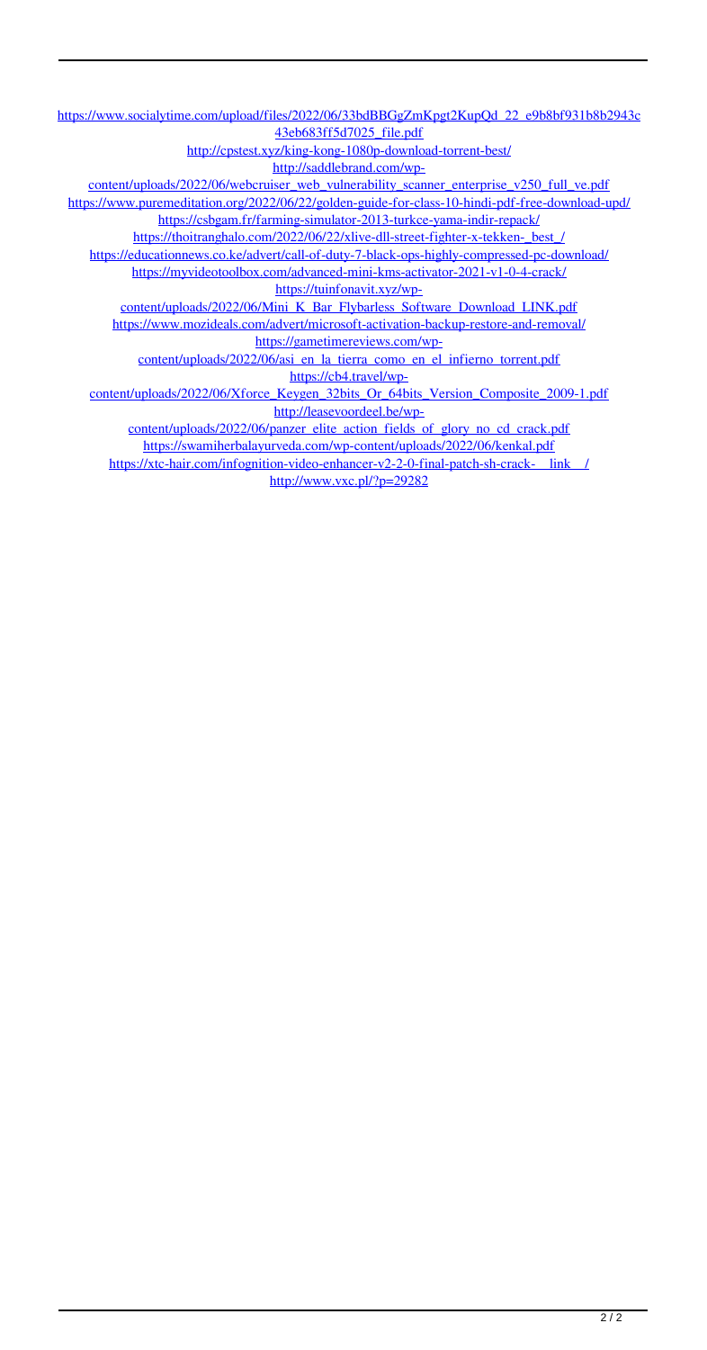https://www.socialytime.com/upload/files/2022/06/33bdBBGgZmKpgt2KupQd_22_e9b8bf931b8b2943c43eb683ff5d7025_file.pdf
http://cpstest.xyz/king-kong-1080p-download-torrent-best/
http://saddlebrand.com/wp-content/uploads/2022/06/webcruiser_web_vulnerability_scanner_enterprise_v250_full_ve.pdf
https://www.puremeditation.org/2022/06/22/golden-guide-for-class-10-hindi-pdf-free-download-upd/
https://csbgam.fr/farming-simulator-2013-turkce-yama-indir-repack/
https://thoitranghalo.com/2022/06/22/xlive-dll-street-fighter-x-tekken-_best_/
https://educationnews.co.ke/advert/call-of-duty-7-black-ops-highly-compressed-pc-download/
https://myvideotoolbox.com/advanced-mini-kms-activator-2021-v1-0-4-crack/
https://tuinfonavit.xyz/wp-content/uploads/2022/06/Mini_K_Bar_Flybarless_Software_Download_LINK.pdf
https://www.mozideals.com/advert/microsoft-activation-backup-restore-and-removal/
https://gametimereviews.com/wp-content/uploads/2022/06/asi_en_la_tierra_como_en_el_infierno_torrent.pdf
https://cb4.travel/wp-content/uploads/2022/06/Xforce_Keygen_32bits_Or_64bits_Version_Composite_2009-1.pdf
http://leasevoordeel.be/wp-content/uploads/2022/06/panzer_elite_action_fields_of_glory_no_cd_crack.pdf
https://swamiherbalayurveda.com/wp-content/uploads/2022/06/kenkal.pdf
https://xtc-hair.com/infognition-video-enhancer-v2-2-0-final-patch-sh-crack-__link__/
http://www.vxc.pl/?p=29282